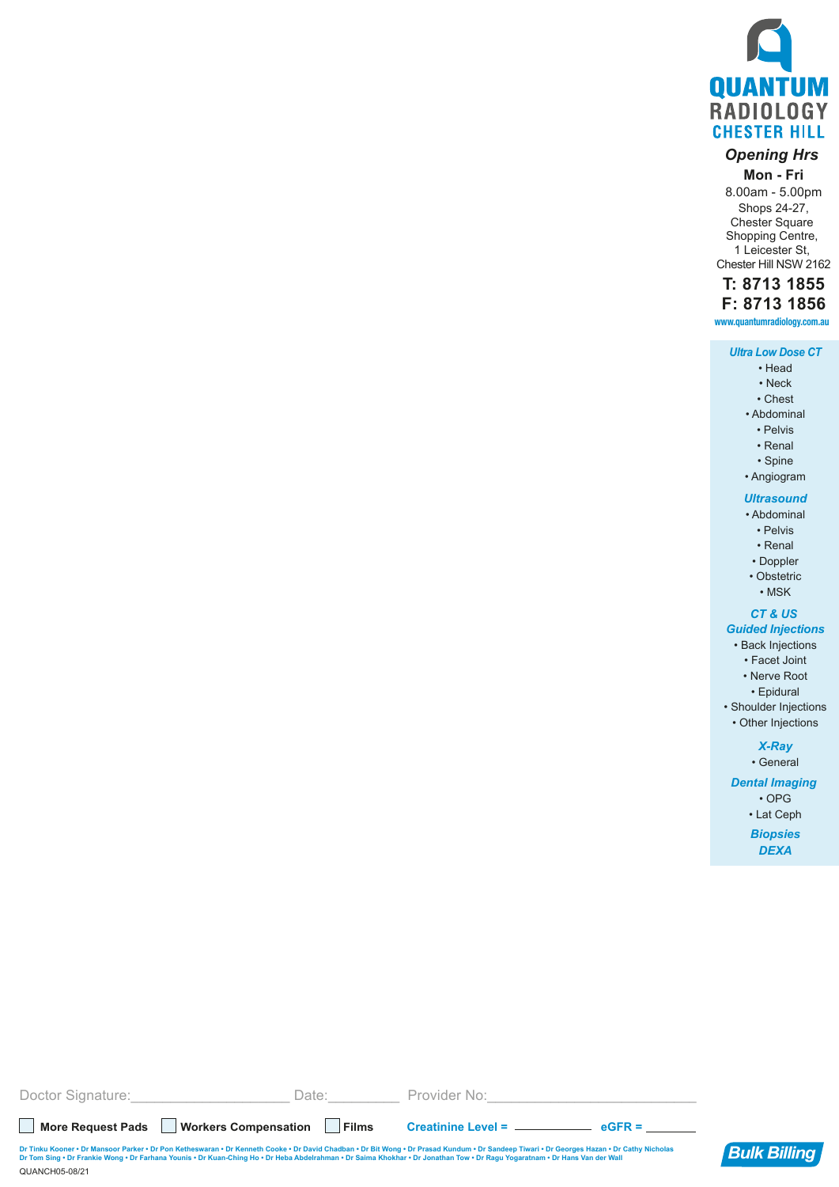# QUANTUM RADIOLOGY CHESTER HILL

***Opening Hrs***

**Mon - Fri**

8.00am - 5.00pm

Shops 24-27,
Chester Square
Shopping Centre,
1 Leicester St,
Chester Hill NSW 2162

**T: 8713 1855**

**F: 8713 1856**

www.quantumradiology.com.au

***Ultra Low Dose CT***
- Head
- Neck
- Chest
- Abdominal
- Pelvis
- Renal
- Spine
- Angiogram

***Ultrasound***
- Abdominal
- Pelvis
- Renal
- Doppler
- Obstetric
- MSK

***CT & US Guided Injections***
- Back Injections
- Facet Joint
- Nerve Root
- Epidural
- Shoulder Injections
- Other Injections

***X-Ray***
- General

***Dental Imaging***
- OPG
- Lat Ceph

***Biopsies***

***DEXA***

Doctor Signature:____________________ Date:_________ Provider No:__________________________

☐ **More Request Pads** ☐ **Workers Compensation** ☐ **Films** **Creatinine Level =** ___________ **eGFR =** _______

Dr Tinku Kooner • Dr Mansoor Parker • Dr Pon Ketheswaran • Dr Kenneth Cooke • Dr David Chadban • Dr Bit Wong • Dr Prasad Kundum • Dr Sandeep Tiwari • Dr Georges Hazan • Dr Cathy Nicholas
Dr Tom Sing • Dr Frankie Wong • Dr Farhana Younis • Dr Kuan-Ching Ho • Dr Heba Abdelrahman • Dr Saima Khokhar • Dr Jonathan Tow • Dr Ragu Yogaratnam • Dr Hans Van der Wall

QUANCH05-08/21

**Bulk Billing**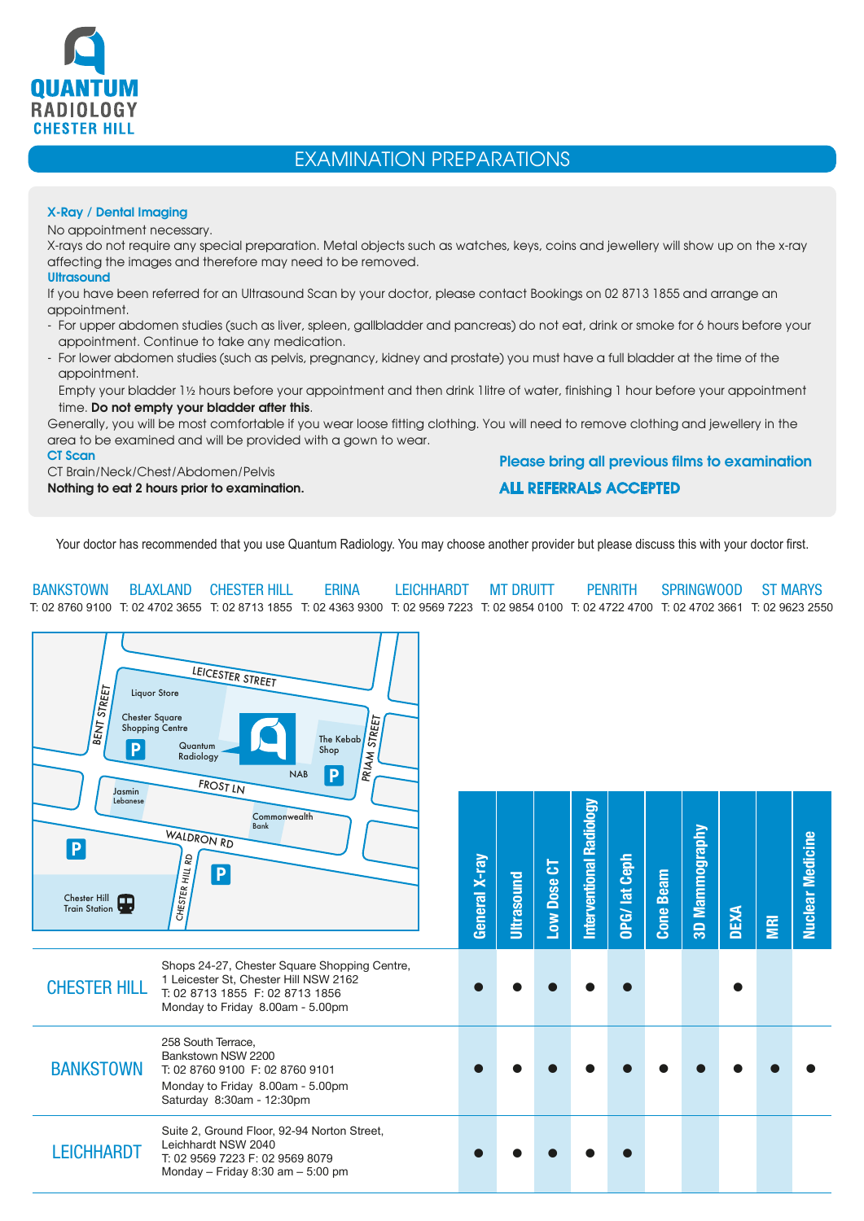**QUANTUM RADIOLOGY CHESTER HILL**

# EXAMINATION PREPARATIONS

### X-Ray / Dental Imaging

No appointment necessary.

X-rays do not require any special preparation. Metal objects such as watches, keys, coins and jewellery will show up on the x-ray affecting the images and therefore may need to be removed.

### Ultrasound

If you have been referred for an Ultrasound Scan by your doctor, please contact Bookings on 02 8713 1855 and arrange an appointment.

- For upper abdomen studies (such as liver, spleen, gallbladder and pancreas) do not eat, drink or smoke for 6 hours before your appointment. Continue to take any medication.
- For lower abdomen studies (such as pelvis, pregnancy, kidney and prostate) you must have a full bladder at the time of the appointment.
  Empty your bladder 1½ hours before your appointment and then drink 1 litre of water, finishing 1 hour before your appointment time. **Do not empty your bladder after this**.

Generally, you will be most comfortable if you wear loose fitting clothing. You will need to remove clothing and jewellery in the area to be examined and will be provided with a gown to wear.

### CT Scan

CT Brain/Neck/Chest/Abdomen/Pelvis

**Nothing to eat 2 hours prior to examination.**

**Please bring all previous films to examination**

**ALL REFERRALS ACCEPTED**

Your doctor has recommended that you use Quantum Radiology. You may choose another provider but please discuss this with your doctor first.

| BANKSTOWN | BLAXLAND | CHESTER HILL | ERINA | LEICHHARDT | MT DRUITT | PENRITH | SPRINGWOOD | ST MARYS |
|---|---|---|---|---|---|---|---|---|
| T: 02 8760 9100 | T: 02 4702 3655 | T: 02 8713 1855 | T: 02 4363 9300 | T: 02 9569 7223 | T: 02 9854 0100 | T: 02 4722 4700 | T: 02 4702 3661 | T: 02 9623 2550 |

LEICESTER STREET
BENT STREET
PRIAM STREET
FROST LN
WALDRON RD
CHESTER HILL RD
Liquor Store
Chester Square Shopping Centre
Quantum Radiology
The Kebab Shop
NAB
Jasmin Lebanese
Commonwealth Bank
Chester Hill Train Station

| | | General X-ray | Ultrasound | Low Dose CT | Interventional Radiology | OPG/ lat Ceph | Cone Beam | 3D Mammography | DEXA | MRI | Nuclear Medicine |
|---|---|---|---|---|---|---|---|---|---|---|---|
| CHESTER HILL | Shops 24-27, Chester Square Shopping Centre, 1 Leicester St, Chester Hill NSW 2162<br>T: 02 8713 1855 F: 02 8713 1856<br>Monday to Friday 8.00am - 5.00pm | ● | ● | ● | ● | ● | | | ● | | |
| BANKSTOWN | 258 South Terrace, Bankstown NSW 2200<br>T: 02 8760 9100 F: 02 8760 9101<br>Monday to Friday 8.00am - 5.00pm<br>Saturday 8:30am - 12:30pm | ● | ● | ● | ● | ● | ● | ● | ● | ● | ● |
| LEICHHARDT | Suite 2, Ground Floor, 92-94 Norton Street, Leichhardt NSW 2040<br>T: 02 9569 7223 F: 02 9569 8079<br>Monday – Friday 8:30 am – 5:00 pm | ● | ● | ● | ● | ● | | | | | |